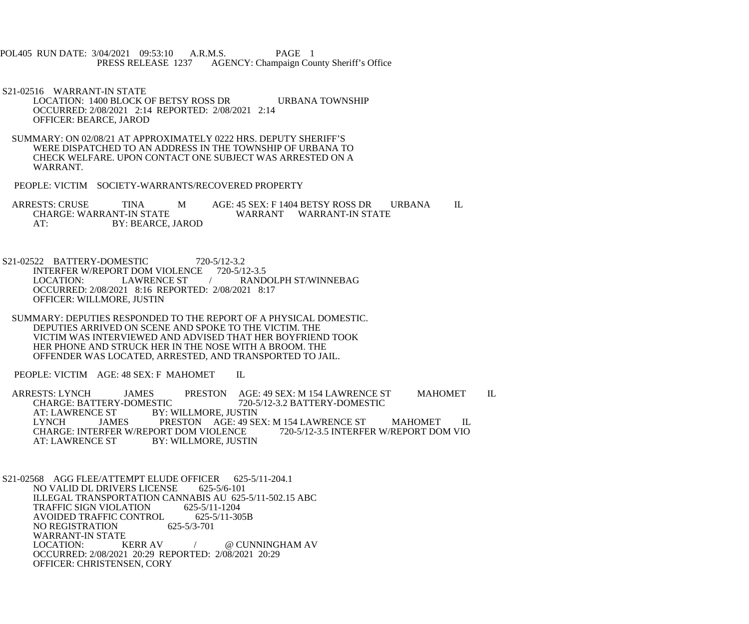POL405 RUN DATE: 3/04/2021 09:53:10 A.R.M.S. PAGE 1
PRESS RELEASE 1237 AGENCY: Champaign County Sheriff's Office

S21-02516 WARRANT-IN STATE
LOCATION: 1400 BLOCK OF BETSY ROSS DR URBANA TOWNSHIP
OCCURRED: 2/08/2021 2:14 REPORTED: 2/08/2021 2:14
OFFICER: BEARCE, JAROD

SUMMARY: ON 02/08/21 AT APPROXIMATELY 0222 HRS. DEPUTY SHERIFF'S WERE DISPATCHED TO AN ADDRESS IN THE TOWNSHIP OF URBANA TO CHECK WELFARE. UPON CONTACT ONE SUBJECT WAS ARRESTED ON A WARRANT.

PEOPLE: VICTIM SOCIETY-WARRANTS/RECOVERED PROPERTY

ARRESTS: CRUSE TINA M AGE: 45 SEX: F 1404 BETSY ROSS DR URBANA IL
CHARGE: WARRANT-IN STATE WARRANT WARRANT-IN STATE
AT: BY: BEARCE, JAROD

S21-02522 BATTERY-DOMESTIC 720-5/12-3.2
INTERFER W/REPORT DOM VIOLENCE 720-5/12-3.5
LOCATION: LAWRENCE ST / RANDOLPH ST/WINNEBAG
OCCURRED: 2/08/2021 8:16 REPORTED: 2/08/2021 8:17
OFFICER: WILLMORE, JUSTIN

SUMMARY: DEPUTIES RESPONDED TO THE REPORT OF A PHYSICAL DOMESTIC. DEPUTIES ARRIVED ON SCENE AND SPOKE TO THE VICTIM. THE VICTIM WAS INTERVIEWED AND ADVISED THAT HER BOYFRIEND TOOK HER PHONE AND STRUCK HER IN THE NOSE WITH A BROOM. THE OFFENDER WAS LOCATED, ARRESTED, AND TRANSPORTED TO JAIL.

PEOPLE: VICTIM AGE: 48 SEX: F MAHOMET IL

ARRESTS: LYNCH JAMES PRESTON AGE: 49 SEX: M 154 LAWRENCE ST MAHOMET IL
CHARGE: BATTERY-DOMESTIC 720-5/12-3.2 BATTERY-DOMESTIC
AT: LAWRENCE ST BY: WILLMORE, JUSTIN
LYNCH JAMES PRESTON AGE: 49 SEX: M 154 LAWRENCE ST MAHOMET IL
CHARGE: INTERFER W/REPORT DOM VIOLENCE 720-5/12-3.5 INTERFER W/REPORT DOM VIO
AT: LAWRENCE ST BY: WILLMORE, JUSTIN

S21-02568 AGG FLEE/ATTEMPT ELUDE OFFICER 625-5/11-204.1
NO VALID DL DRIVERS LICENSE 625-5/6-101
ILLEGAL TRANSPORTATION CANNABIS AU 625-5/11-502.15 ABC
TRAFFIC SIGN VIOLATION 625-5/11-1204
AVOIDED TRAFFIC CONTROL 625-5/11-305B
NO REGISTRATION 625-5/3-701
WARRANT-IN STATE
LOCATION: KERR AV / @ CUNNINGHAM AV
OCCURRED: 2/08/2021 20:29 REPORTED: 2/08/2021 20:29
OFFICER: CHRISTENSEN, CORY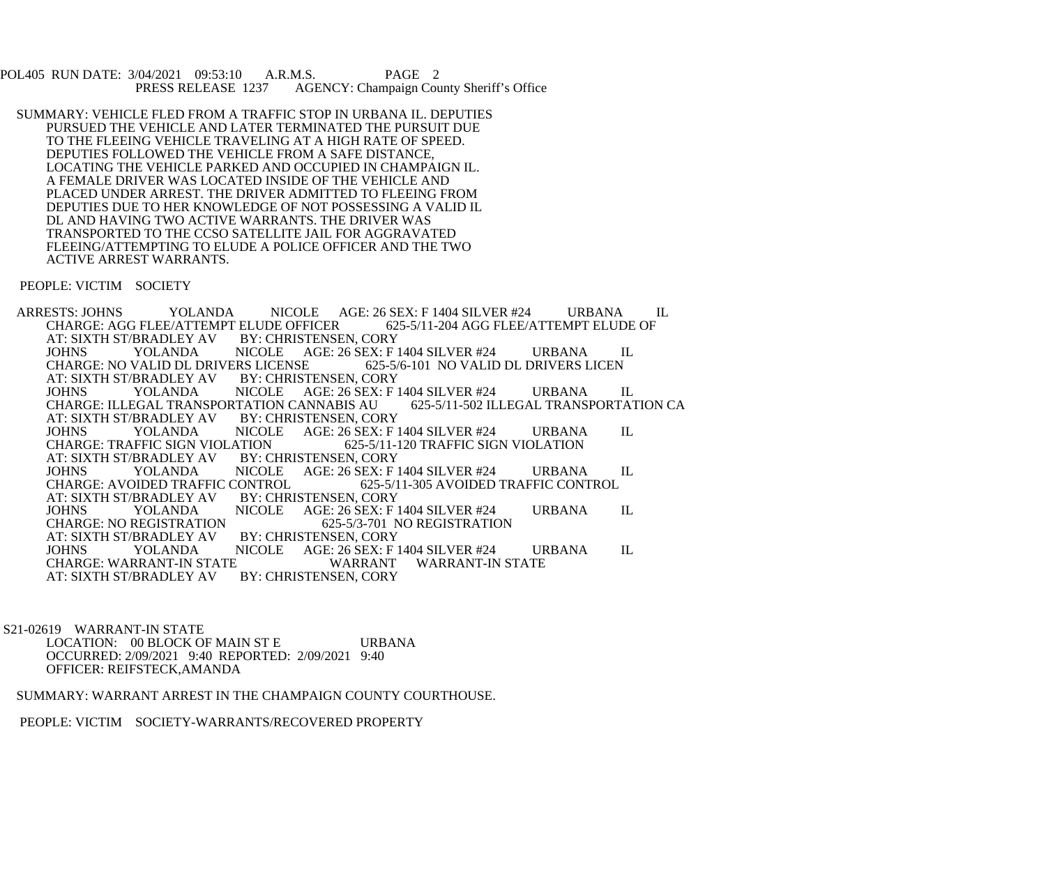SUMMARY: VEHICLE FLED FROM A TRAFFIC STOP IN URBANA IL. DEPUTIES PURSUED THE VEHICLE AND LATER TERMINATED THE PURSUIT DUE TO THE FLEEING VEHICLE TRAVELING AT A HIGH RATE OF SPEED. DEPUTIES FOLLOWED THE VEHICLE FROM A SAFE DISTANCE, LOCATING THE VEHICLE PARKED AND OCCUPIED IN CHAMPAIGN IL. A FEMALE DRIVER WAS LOCATED INSIDE OF THE VEHICLE AND PLACED UNDER ARREST. THE DRIVER ADMITTED TO FLEEING FROM DEPUTIES DUE TO HER KNOWLEDGE OF NOT POSSESSING A VALID IL DL AND HAVING TWO ACTIVE WARRANTS. THE DRIVER WAS TRANSPORTED TO THE CCSO SATELLITE JAIL FOR AGGRAVATED FLEEING/ATTEMPTING TO ELUDE A POLICE OFFICER AND THE TWO ACTIVE ARREST WARRANTS.

PEOPLE: VICTIM SOCIETY

ARRESTS: JOHNS YOLANDA NICOLE AGE: 26 SEX: F 1404 SILVER #24 URBANA IL
CHARGE: AGG FLEE/ATTEMPT ELUDE OFFICER 625-5/11-204 AGG FLEE/ATTEMPT ELUDE OF
AT: SIXTH ST/BRADLEY AV BY: CHRISTENSEN, CORY
JOHNS YOLANDA NICOLE AGE: 26 SEX: F 1404 SILVER #24 URBANA IL
CHARGE: NO VALID DL DRIVERS LICENSE 625-5/6-101 NO VALID DL DRIVERS LICEN
AT: SIXTH ST/BRADLEY AV BY: CHRISTENSEN, CORY
JOHNS YOLANDA NICOLE AGE: 26 SEX: F 1404 SILVER #24 URBANA IL
CHARGE: ILLEGAL TRANSPORTATION CANNABIS AU 625-5/11-502 ILLEGAL TRANSPORTATION CA
AT: SIXTH ST/BRADLEY AV BY: CHRISTENSEN, CORY
JOHNS YOLANDA NICOLE AGE: 26 SEX: F 1404 SILVER #24 URBANA IL
CHARGE: TRAFFIC SIGN VIOLATION 625-5/11-120 TRAFFIC SIGN VIOLATION
AT: SIXTH ST/BRADLEY AV BY: CHRISTENSEN, CORY
JOHNS YOLANDA NICOLE AGE: 26 SEX: F 1404 SILVER #24 URBANA IL
CHARGE: AVOIDED TRAFFIC CONTROL 625-5/11-305 AVOIDED TRAFFIC CONTROL
AT: SIXTH ST/BRADLEY AV BY: CHRISTENSEN, CORY
JOHNS YOLANDA NICOLE AGE: 26 SEX: F 1404 SILVER #24 URBANA IL
CHARGE: NO REGISTRATION 625-5/3-701 NO REGISTRATION
AT: SIXTH ST/BRADLEY AV BY: CHRISTENSEN, CORY
JOHNS YOLANDA NICOLE AGE: 26 SEX: F 1404 SILVER #24 URBANA IL
CHARGE: WARRANT-IN STATE WARRANT WARRANT-IN STATE
AT: SIXTH ST/BRADLEY AV BY: CHRISTENSEN, CORY

S21-02619 WARRANT-IN STATE
LOCATION: 00 BLOCK OF MAIN ST E URBANA
OCCURRED: 2/09/2021 9:40 REPORTED: 2/09/2021 9:40
OFFICER: REIFSTECK,AMANDA

SUMMARY: WARRANT ARREST IN THE CHAMPAIGN COUNTY COURTHOUSE.

PEOPLE: VICTIM SOCIETY-WARRANTS/RECOVERED PROPERTY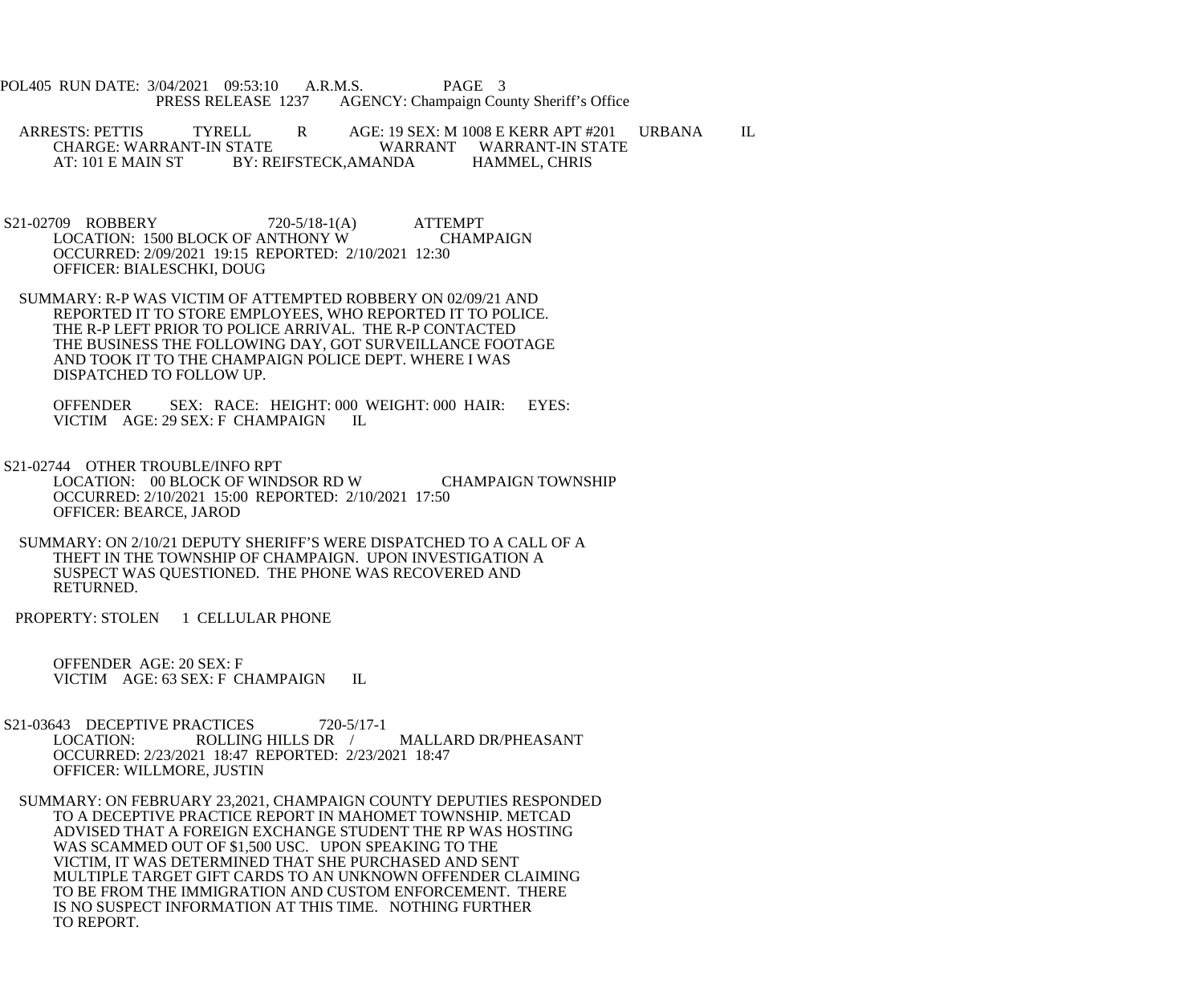ARRESTS: PETTIS TYRELL R AGE: 19 SEX: M 1008 E KERR APT #201 URBANA IL
CHARGE: WARRANT-IN STATE WARRANT WARRANT-IN STATE
AT: 101 E MAIN ST BY: REIFSTECK,AMANDA HAMMEL, CHRIS

S21-02709 ROBBERY 720-5/18-1(A) ATTEMPT
LOCATION: 1500 BLOCK OF ANTHONY W CHAMPAIGN
OCCURRED: 2/09/2021 19:15 REPORTED: 2/10/2021 12:30
OFFICER: BIALESCHKI, DOUG

SUMMARY: R-P WAS VICTIM OF ATTEMPTED ROBBERY ON 02/09/21 AND REPORTED IT TO STORE EMPLOYEES, WHO REPORTED IT TO POLICE. THE R-P LEFT PRIOR TO POLICE ARRIVAL. THE R-P CONTACTED THE BUSINESS THE FOLLOWING DAY, GOT SURVEILLANCE FOOTAGE AND TOOK IT TO THE CHAMPAIGN POLICE DEPT. WHERE I WAS DISPATCHED TO FOLLOW UP.

OFFENDER SEX: RACE: HEIGHT: 000 WEIGHT: 000 HAIR: EYES:
VICTIM AGE: 29 SEX: F CHAMPAIGN IL

S21-02744 OTHER TROUBLE/INFO RPT
LOCATION: 00 BLOCK OF WINDSOR RD W CHAMPAIGN TOWNSHIP
OCCURRED: 2/10/2021 15:00 REPORTED: 2/10/2021 17:50
OFFICER: BEARCE, JAROD

SUMMARY: ON 2/10/21 DEPUTY SHERIFF'S WERE DISPATCHED TO A CALL OF A THEFT IN THE TOWNSHIP OF CHAMPAIGN. UPON INVESTIGATION A SUSPECT WAS QUESTIONED. THE PHONE WAS RECOVERED AND RETURNED.

PROPERTY: STOLEN 1 CELLULAR PHONE

OFFENDER AGE: 20 SEX: F
VICTIM AGE: 63 SEX: F CHAMPAIGN IL

S21-03643 DECEPTIVE PRACTICES 720-5/17-1
LOCATION: ROLLING HILLS DR / MALLARD DR/PHEASANT
OCCURRED: 2/23/2021 18:47 REPORTED: 2/23/2021 18:47
OFFICER: WILLMORE, JUSTIN

SUMMARY: ON FEBRUARY 23,2021, CHAMPAIGN COUNTY DEPUTIES RESPONDED TO A DECEPTIVE PRACTICE REPORT IN MAHOMET TOWNSHIP. METCAD ADVISED THAT A FOREIGN EXCHANGE STUDENT THE RP WAS HOSTING WAS SCAMMED OUT OF $1,500 USC. UPON SPEAKING TO THE VICTIM, IT WAS DETERMINED THAT SHE PURCHASED AND SENT MULTIPLE TARGET GIFT CARDS TO AN UNKNOWN OFFENDER CLAIMING TO BE FROM THE IMMIGRATION AND CUSTOM ENFORCEMENT. THERE IS NO SUSPECT INFORMATION AT THIS TIME. NOTHING FURTHER TO REPORT.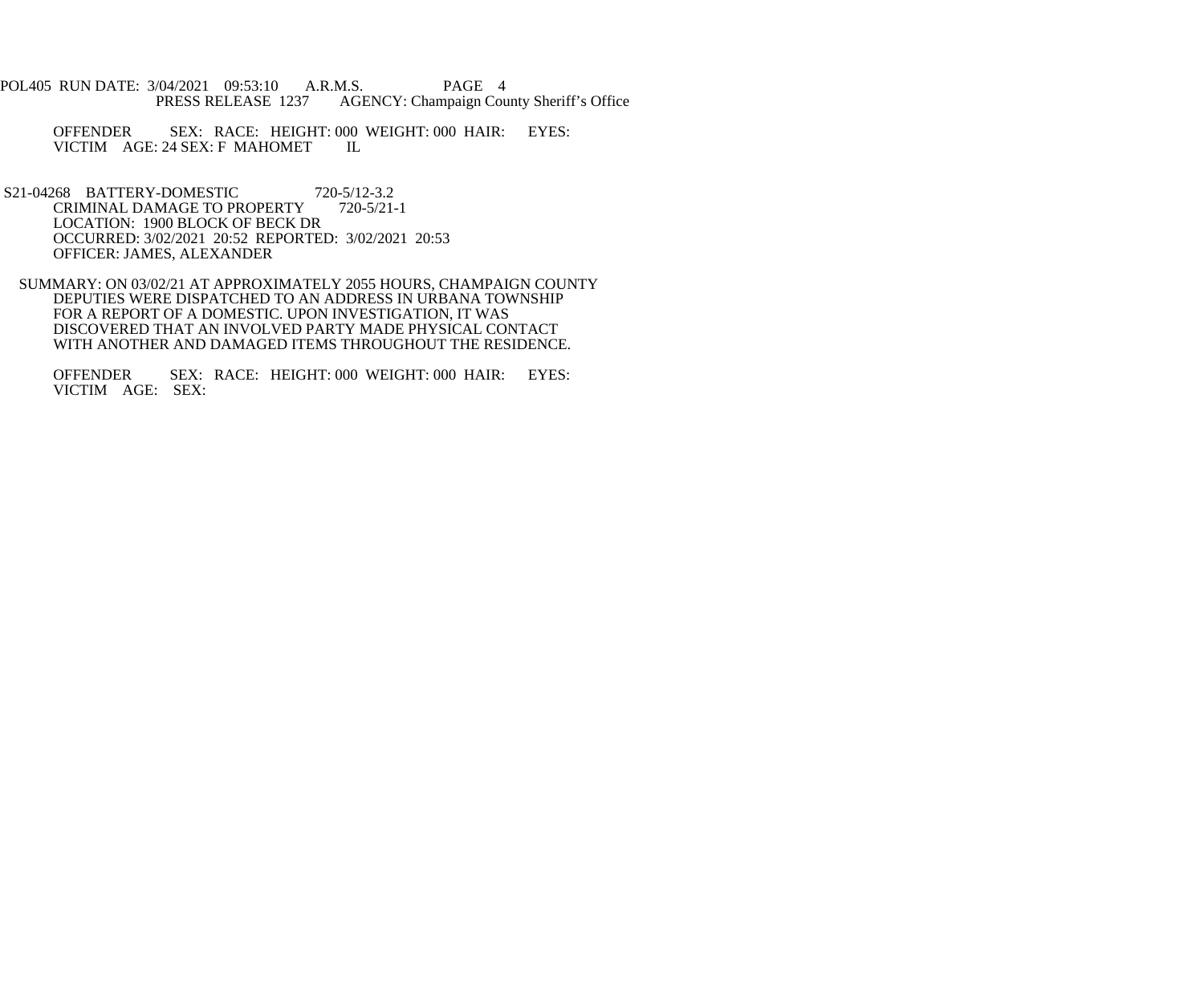OFFENDER SEX: RACE: HEIGHT: 000 WEIGHT: 000 HAIR: EYES:
VICTIM AGE: 24 SEX: F MAHOMET IL

S21-04268 BATTERY-DOMESTIC 720-5/12-3.2
CRIMINAL DAMAGE TO PROPERTY 720-5/21-1
LOCATION: 1900 BLOCK OF BECK DR
OCCURRED: 3/02/2021 20:52 REPORTED: 3/02/2021 20:53
OFFICER: JAMES, ALEXANDER

SUMMARY: ON 03/02/21 AT APPROXIMATELY 2055 HOURS, CHAMPAIGN COUNTY DEPUTIES WERE DISPATCHED TO AN ADDRESS IN URBANA TOWNSHIP FOR A REPORT OF A DOMESTIC. UPON INVESTIGATION, IT WAS DISCOVERED THAT AN INVOLVED PARTY MADE PHYSICAL CONTACT WITH ANOTHER AND DAMAGED ITEMS THROUGHOUT THE RESIDENCE.

OFFENDER SEX: RACE: HEIGHT: 000 WEIGHT: 000 HAIR: EYES:
VICTIM AGE: SEX: